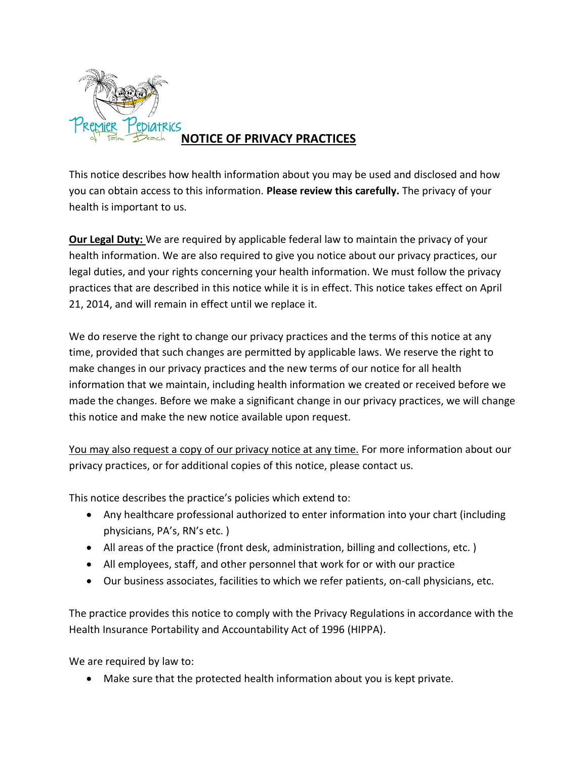# NOTICE OF PRIVACY PRACTICES

This notice describes how health information about you may be used and disclosed and how you can obtain access to this information. **Please review this carefully.** The privacy of your health is important to us.

**Our Legal Duty:** We are required by applicable federal law to maintain the privacy of your health information. We are also required to give you notice about our privacy practices, our legal duties, and your rights concerning your health information. We must follow the privacy practices that are described in this notice while it is in effect. This notice takes effect on April 21, 2014, and will remain in effect until we replace it.

We do reserve the right to change our privacy practices and the terms of this notice at any time, provided that such changes are permitted by applicable laws. We reserve the right to make changes in our privacy practices and the new terms of our notice for all health information that we maintain, including health information we created or received before we made the changes. Before we make a significant change in our privacy practices, we will change this notice and make the new notice available upon request.

<u>You may also request a copy of our privacy notice at any time.</u> For more information about our privacy practices, or for additional copies of this notice, please contact us.

This notice describes the practice's policies which extend to:

- Any healthcare professional authorized to enter information into your chart (including physicians, PA's, RN's etc. )
- All areas of the practice (front desk, administration, billing and collections, etc. )
- All employees, staff, and other personnel that work for or with our practice
- Our business associates, facilities to which we refer patients, on-call physicians, etc.

The practice provides this notice to comply with the Privacy Regulations in accordance with the Health Insurance Portability and Accountability Act of 1996 (HIPPA).

We are required by law to:

- Make sure that the protected health information about you is kept private.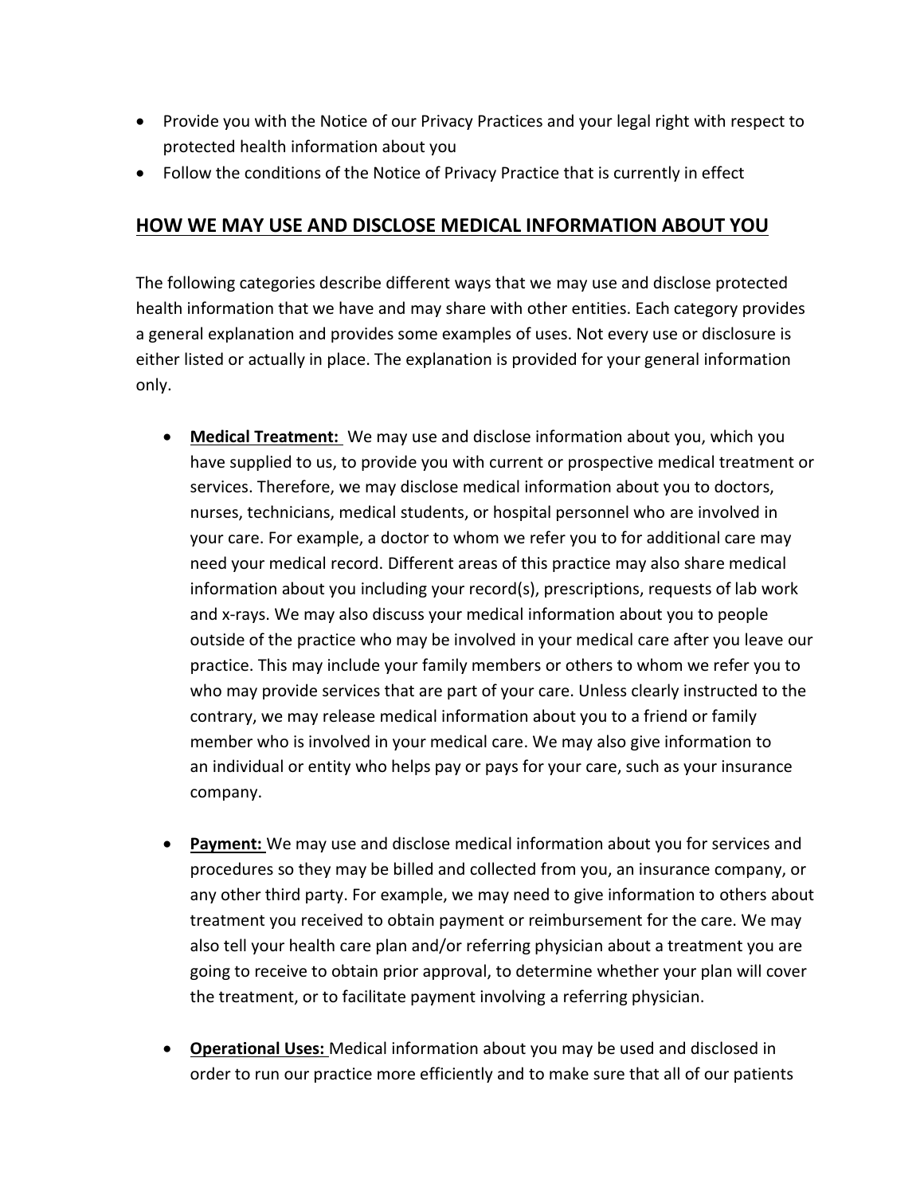- Provide you with the Notice of our Privacy Practices and your legal right with respect to protected health information about you
- Follow the conditions of the Notice of Privacy Practice that is currently in effect

## HOW WE MAY USE AND DISCLOSE MEDICAL INFORMATION ABOUT YOU

The following categories describe different ways that we may use and disclose protected health information that we have and may share with other entities. Each category provides a general explanation and provides some examples of uses. Not every use or disclosure is either listed or actually in place. The explanation is provided for your general information only.

- **Medical Treatment:** We may use and disclose information about you, which you have supplied to us, to provide you with current or prospective medical treatment or services. Therefore, we may disclose medical information about you to doctors, nurses, technicians, medical students, or hospital personnel who are involved in your care. For example, a doctor to whom we refer you to for additional care may need your medical record. Different areas of this practice may also share medical information about you including your record(s), prescriptions, requests of lab work and x-rays. We may also discuss your medical information about you to people outside of the practice who may be involved in your medical care after you leave our practice. This may include your family members or others to whom we refer you to who may provide services that are part of your care. Unless clearly instructed to the contrary, we may release medical information about you to a friend or family member who is involved in your medical care. We may also give information to an individual or entity who helps pay or pays for your care, such as your insurance company.

- **Payment:** We may use and disclose medical information about you for services and procedures so they may be billed and collected from you, an insurance company, or any other third party. For example, we may need to give information to others about treatment you received to obtain payment or reimbursement for the care. We may also tell your health care plan and/or referring physician about a treatment you are going to receive to obtain prior approval, to determine whether your plan will cover the treatment, or to facilitate payment involving a referring physician.

- **Operational Uses:** Medical information about you may be used and disclosed in order to run our practice more efficiently and to make sure that all of our patients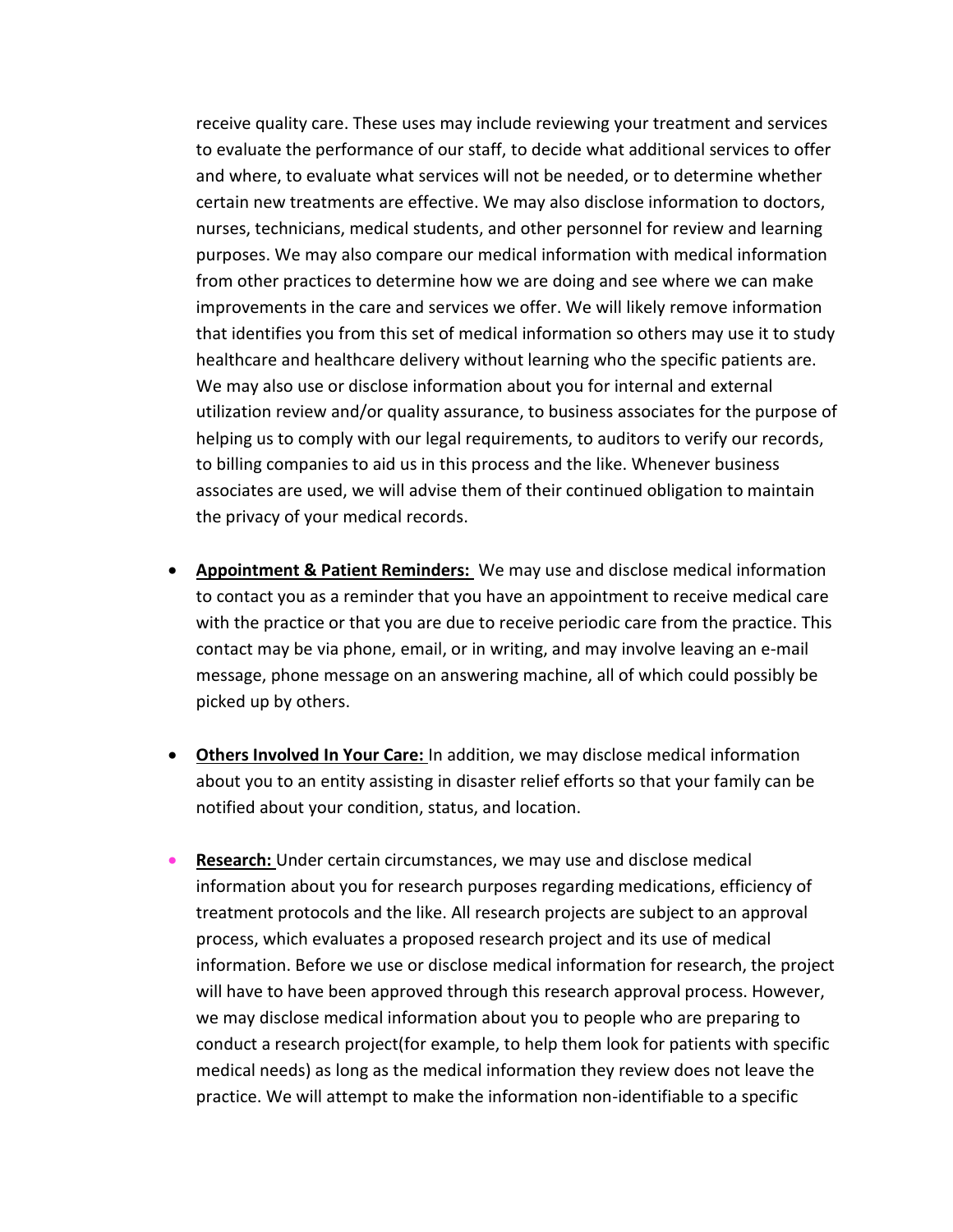receive quality care. These uses may include reviewing your treatment and services to evaluate the performance of our staff, to decide what additional services to offer and where, to evaluate what services will not be needed, or to determine whether certain new treatments are effective. We may also disclose information to doctors, nurses, technicians, medical students, and other personnel for review and learning purposes. We may also compare our medical information with medical information from other practices to determine how we are doing and see where we can make improvements in the care and services we offer. We will likely remove information that identifies you from this set of medical information so others may use it to study healthcare and healthcare delivery without learning who the specific patients are. We may also use or disclose information about you for internal and external utilization review and/or quality assurance, to business associates for the purpose of helping us to comply with our legal requirements, to auditors to verify our records, to billing companies to aid us in this process and the like. Whenever business associates are used, we will advise them of their continued obligation to maintain the privacy of your medical records.

- **Appointment & Patient Reminders:** We may use and disclose medical information to contact you as a reminder that you have an appointment to receive medical care with the practice or that you are due to receive periodic care from the practice. This contact may be via phone, email, or in writing, and may involve leaving an e-mail message, phone message on an answering machine, all of which could possibly be picked up by others.

- **Others Involved In Your Care:** In addition, we may disclose medical information about you to an entity assisting in disaster relief efforts so that your family can be notified about your condition, status, and location.

- **Research:** Under certain circumstances, we may use and disclose medical information about you for research purposes regarding medications, efficiency of treatment protocols and the like. All research projects are subject to an approval process, which evaluates a proposed research project and its use of medical information. Before we use or disclose medical information for research, the project will have to have been approved through this research approval process. However, we may disclose medical information about you to people who are preparing to conduct a research project(for example, to help them look for patients with specific medical needs) as long as the medical information they review does not leave the practice. We will attempt to make the information non-identifiable to a specific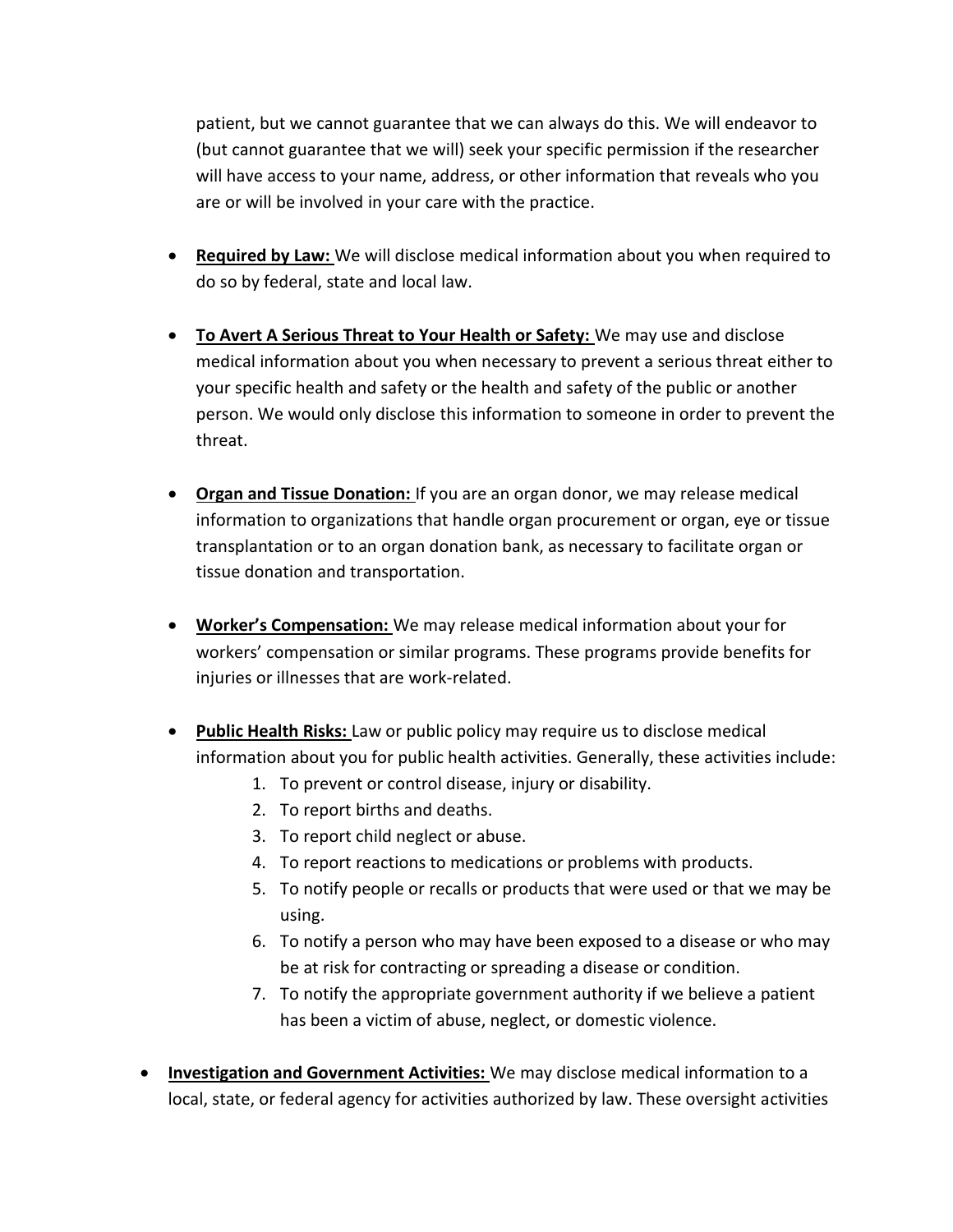patient, but we cannot guarantee that we can always do this. We will endeavor to (but cannot guarantee that we will) seek your specific permission if the researcher will have access to your name, address, or other information that reveals who you are or will be involved in your care with the practice.

- **<u>Required by Law:</u>** We will disclose medical information about you when required to do so by federal, state and local law.

- **<u>To Avert A Serious Threat to Your Health or Safety:</u>** We may use and disclose medical information about you when necessary to prevent a serious threat either to your specific health and safety or the health and safety of the public or another person. We would only disclose this information to someone in order to prevent the threat.

- **<u>Organ and Tissue Donation:</u>** If you are an organ donor, we may release medical information to organizations that handle organ procurement or organ, eye or tissue transplantation or to an organ donation bank, as necessary to facilitate organ or tissue donation and transportation.

- **<u>Worker's Compensation:</u>** We may release medical information about your for workers' compensation or similar programs. These programs provide benefits for injuries or illnesses that are work-related.

- **<u>Public Health Risks:</u>** Law or public policy may require us to disclose medical information about you for public health activities. Generally, these activities include:
    1. To prevent or control disease, injury or disability.
    2. To report births and deaths.
    3. To report child neglect or abuse.
    4. To report reactions to medications or problems with products.
    5. To notify people or recalls or products that were used or that we may be using.
    6. To notify a person who may have been exposed to a disease or who may be at risk for contracting or spreading a disease or condition.
    7. To notify the appropriate government authority if we believe a patient has been a victim of abuse, neglect, or domestic violence.

- **<u>Investigation and Government Activities:</u>** We may disclose medical information to a local, state, or federal agency for activities authorized by law. These oversight activities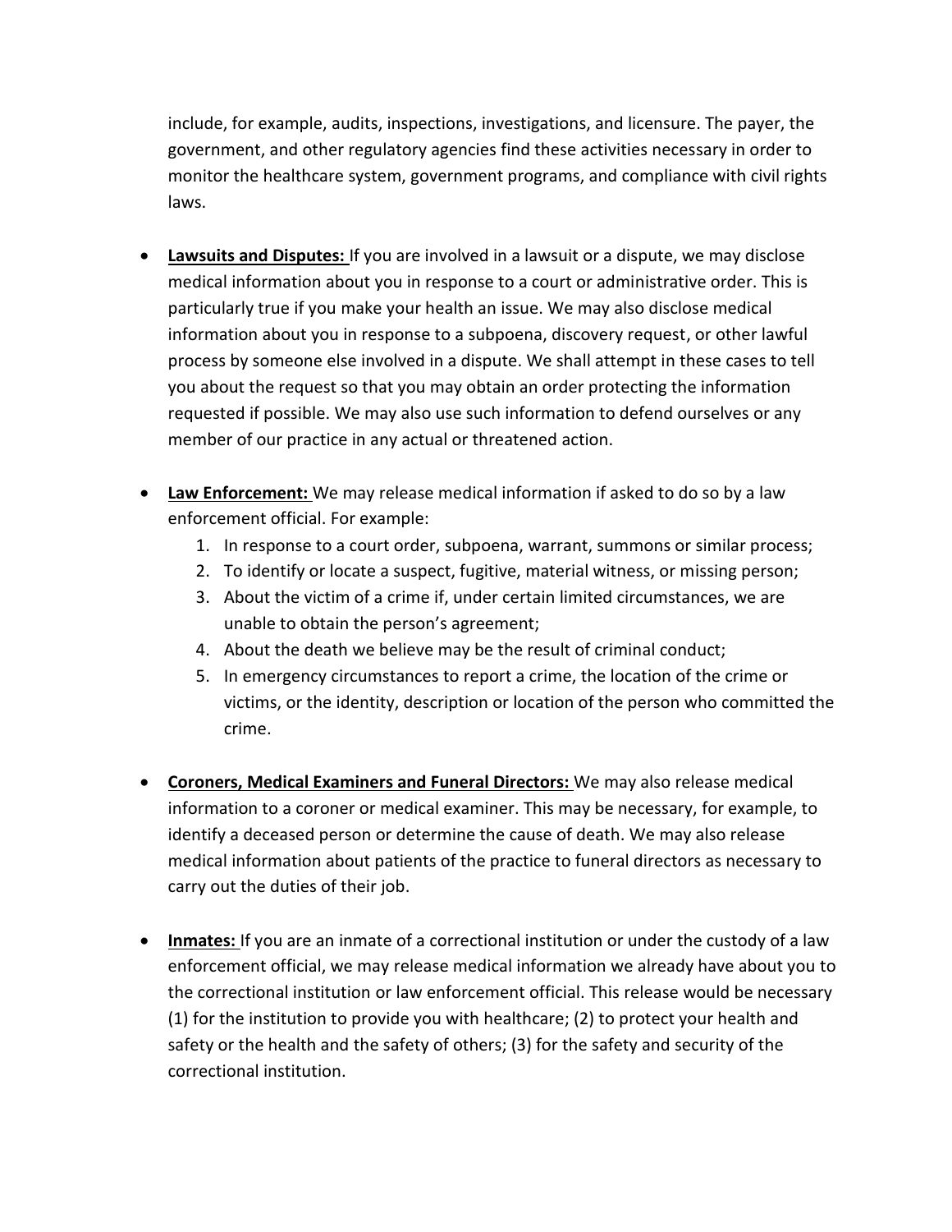include, for example, audits, inspections, investigations, and licensure. The payer, the government, and other regulatory agencies find these activities necessary in order to monitor the healthcare system, government programs, and compliance with civil rights laws.

- **Lawsuits and Disputes:** If you are involved in a lawsuit or a dispute, we may disclose medical information about you in response to a court or administrative order. This is particularly true if you make your health an issue. We may also disclose medical information about you in response to a subpoena, discovery request, or other lawful process by someone else involved in a dispute. We shall attempt in these cases to tell you about the request so that you may obtain an order protecting the information requested if possible. We may also use such information to defend ourselves or any member of our practice in any actual or threatened action.

- **Law Enforcement:** We may release medical information if asked to do so by a law enforcement official. For example:
  1. In response to a court order, subpoena, warrant, summons or similar process;
  2. To identify or locate a suspect, fugitive, material witness, or missing person;
  3. About the victim of a crime if, under certain limited circumstances, we are unable to obtain the person's agreement;
  4. About the death we believe may be the result of criminal conduct;
  5. In emergency circumstances to report a crime, the location of the crime or victims, or the identity, description or location of the person who committed the crime.

- **Coroners, Medical Examiners and Funeral Directors:** We may also release medical information to a coroner or medical examiner. This may be necessary, for example, to identify a deceased person or determine the cause of death. We may also release medical information about patients of the practice to funeral directors as necessary to carry out the duties of their job.

- **Inmates:** If you are an inmate of a correctional institution or under the custody of a law enforcement official, we may release medical information we already have about you to the correctional institution or law enforcement official. This release would be necessary (1) for the institution to provide you with healthcare; (2) to protect your health and safety or the health and the safety of others; (3) for the safety and security of the correctional institution.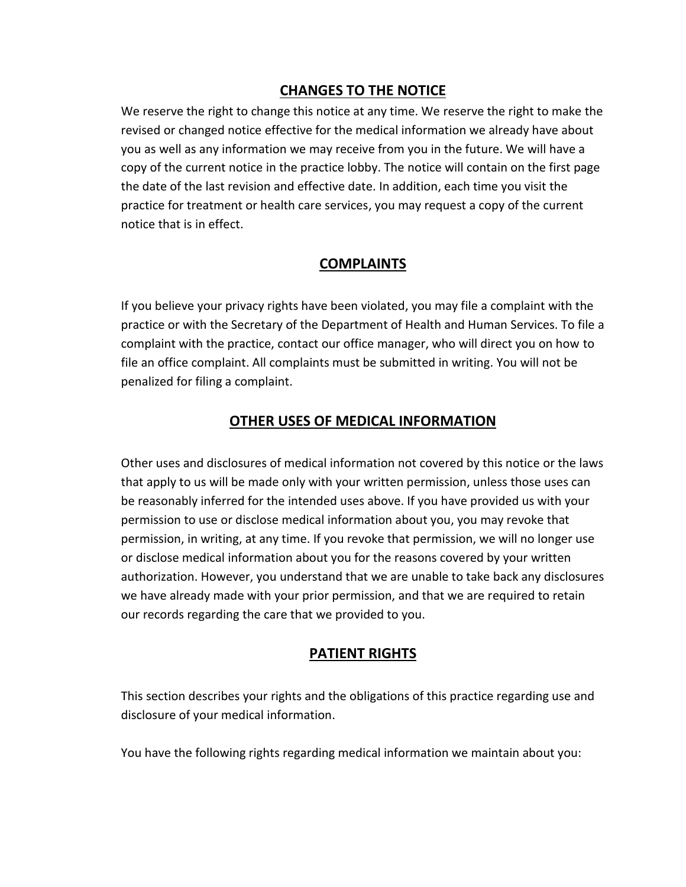## CHANGES TO THE NOTICE

We reserve the right to change this notice at any time. We reserve the right to make the revised or changed notice effective for the medical information we already have about you as well as any information we may receive from you in the future. We will have a copy of the current notice in the practice lobby. The notice will contain on the first page the date of the last revision and effective date. In addition, each time you visit the practice for treatment or health care services, you may request a copy of the current notice that is in effect.

## COMPLAINTS

If you believe your privacy rights have been violated, you may file a complaint with the practice or with the Secretary of the Department of Health and Human Services. To file a complaint with the practice, contact our office manager, who will direct you on how to file an office complaint. All complaints must be submitted in writing. You will not be penalized for filing a complaint.

## OTHER USES OF MEDICAL INFORMATION

Other uses and disclosures of medical information not covered by this notice or the laws that apply to us will be made only with your written permission, unless those uses can be reasonably inferred for the intended uses above. If you have provided us with your permission to use or disclose medical information about you, you may revoke that permission, in writing, at any time. If you revoke that permission, we will no longer use or disclose medical information about you for the reasons covered by your written authorization. However, you understand that we are unable to take back any disclosures we have already made with your prior permission, and that we are required to retain our records regarding the care that we provided to you.

## PATIENT RIGHTS

This section describes your rights and the obligations of this practice regarding use and disclosure of your medical information.

You have the following rights regarding medical information we maintain about you: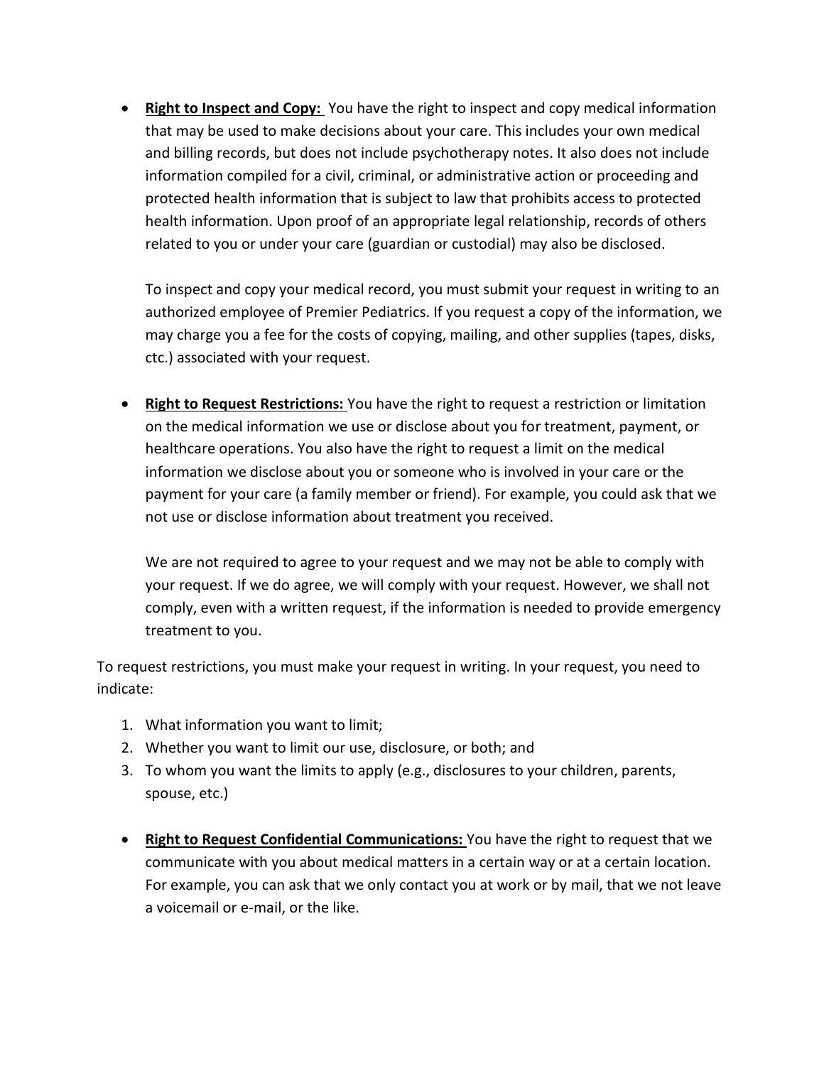- **Right to Inspect and Copy:** You have the right to inspect and copy medical information that may be used to make decisions about your care. This includes your own medical and billing records, but does not include psychotherapy notes. It also does not include information compiled for a civil, criminal, or administrative action or proceeding and protected health information that is subject to law that prohibits access to protected health information. Upon proof of an appropriate legal relationship, records of others related to you or under your care (guardian or custodial) may also be disclosed.

  To inspect and copy your medical record, you must submit your request in writing to an authorized employee of Premier Pediatrics. If you request a copy of the information, we may charge you a fee for the costs of copying, mailing, and other supplies (tapes, disks, ctc.) associated with your request.

- **Right to Request Restrictions:** You have the right to request a restriction or limitation on the medical information we use or disclose about you for treatment, payment, or healthcare operations. You also have the right to request a limit on the medical information we disclose about you or someone who is involved in your care or the payment for your care (a family member or friend). For example, you could ask that we not use or disclose information about treatment you received.

  We are not required to agree to your request and we may not be able to comply with your request. If we do agree, we will comply with your request. However, we shall not comply, even with a written request, if the information is needed to provide emergency treatment to you.

To request restrictions, you must make your request in writing. In your request, you need to indicate:

1. What information you want to limit;
2. Whether you want to limit our use, disclosure, or both; and
3. To whom you want the limits to apply (e.g., disclosures to your children, parents, spouse, etc.)

- **Right to Request Confidential Communications:** You have the right to request that we communicate with you about medical matters in a certain way or at a certain location. For example, you can ask that we only contact you at work or by mail, that we not leave a voicemail or e-mail, or the like.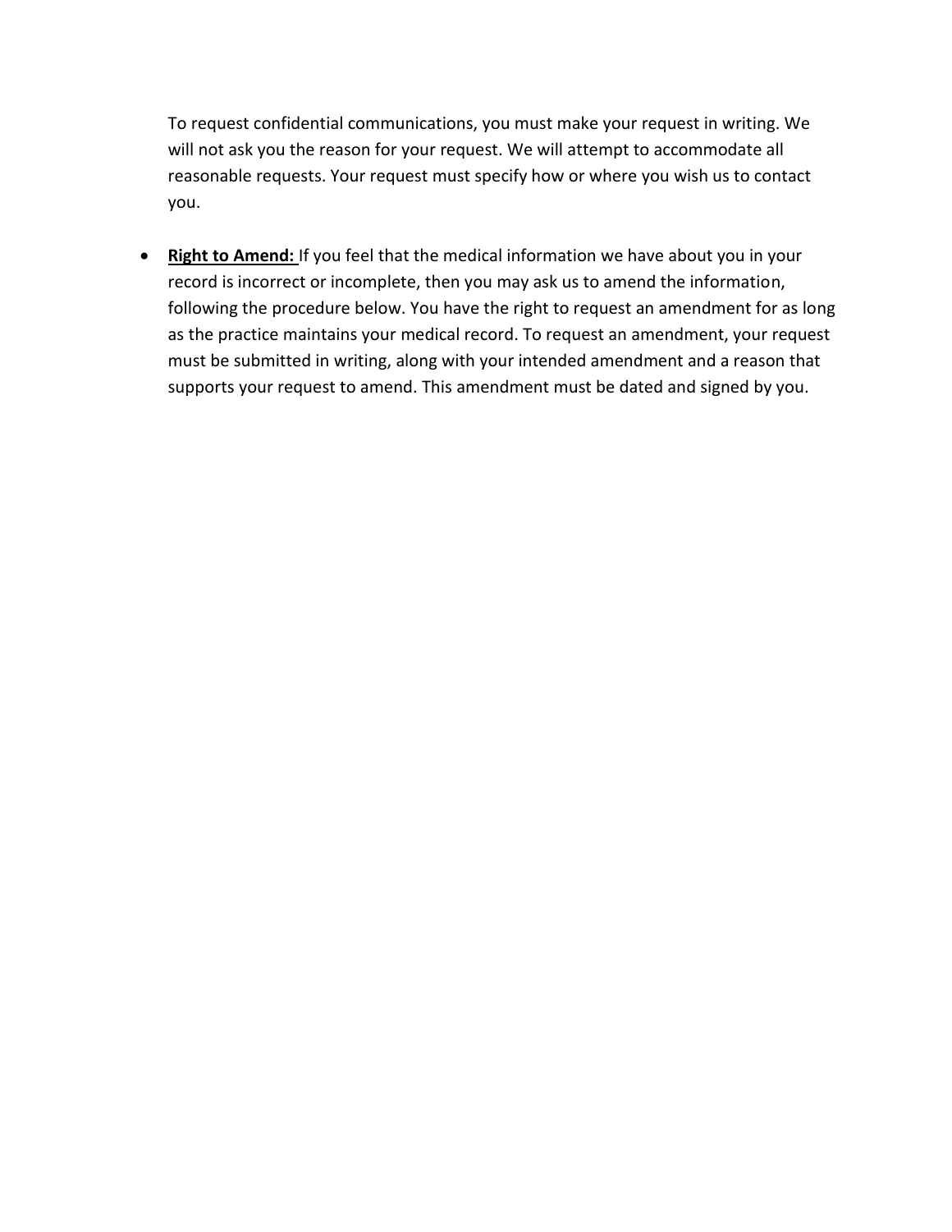To request confidential communications, you must make your request in writing. We will not ask you the reason for your request. We will attempt to accommodate all reasonable requests. Your request must specify how or where you wish us to contact you.

- **Right to Amend:** If you feel that the medical information we have about you in your record is incorrect or incomplete, then you may ask us to amend the information, following the procedure below. You have the right to request an amendment for as long as the practice maintains your medical record. To request an amendment, your request must be submitted in writing, along with your intended amendment and a reason that supports your request to amend. This amendment must be dated and signed by you.